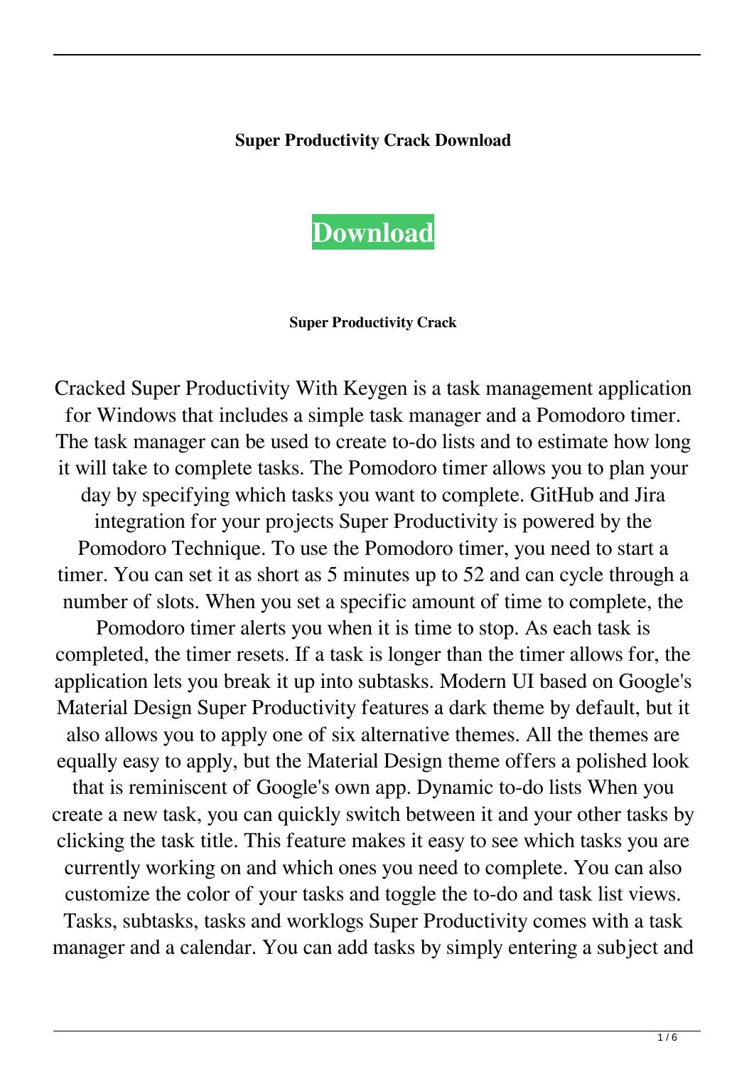**Super Productivity Crack Download**

**Download**

**Super Productivity Crack**

Cracked Super Productivity With Keygen is a task management application for Windows that includes a simple task manager and a Pomodoro timer. The task manager can be used to create to-do lists and to estimate how long it will take to complete tasks. The Pomodoro timer allows you to plan your day by specifying which tasks you want to complete. GitHub and Jira integration for your projects Super Productivity is powered by the Pomodoro Technique. To use the Pomodoro timer, you need to start a timer. You can set it as short as 5 minutes up to 52 and can cycle through a number of slots. When you set a specific amount of time to complete, the Pomodoro timer alerts you when it is time to stop. As each task is completed, the timer resets. If a task is longer than the timer allows for, the application lets you break it up into subtasks. Modern UI based on Google's Material Design Super Productivity features a dark theme by default, but it also allows you to apply one of six alternative themes. All the themes are equally easy to apply, but the Material Design theme offers a polished look that is reminiscent of Google's own app. Dynamic to-do lists When you create a new task, you can quickly switch between it and your other tasks by clicking the task title. This feature makes it easy to see which tasks you are currently working on and which ones you need to complete. You can also customize the color of your tasks and toggle the to-do and task list views. Tasks, subtasks, tasks and worklogs Super Productivity comes with a task manager and a calendar. You can add tasks by simply entering a subject and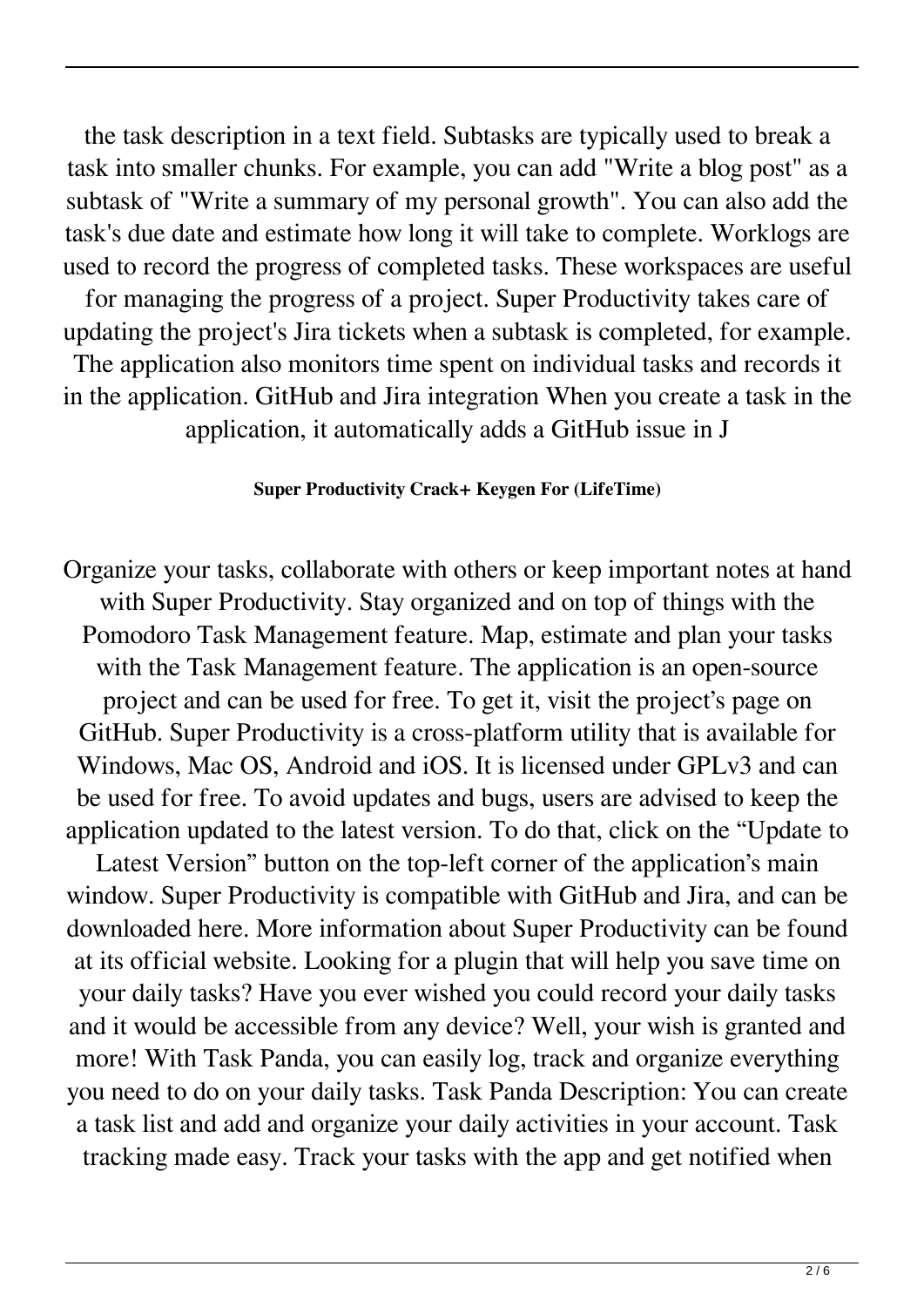the task description in a text field. Subtasks are typically used to break a task into smaller chunks. For example, you can add "Write a blog post" as a subtask of "Write a summary of my personal growth". You can also add the task's due date and estimate how long it will take to complete. Worklogs are used to record the progress of completed tasks. These workspaces are useful for managing the progress of a project. Super Productivity takes care of updating the project's Jira tickets when a subtask is completed, for example. The application also monitors time spent on individual tasks and records it in the application. GitHub and Jira integration When you create a task in the application, it automatically adds a GitHub issue in J

**Super Productivity Crack+ Keygen For (LifeTime)**

Organize your tasks, collaborate with others or keep important notes at hand with Super Productivity. Stay organized and on top of things with the Pomodoro Task Management feature. Map, estimate and plan your tasks with the Task Management feature. The application is an open-source project and can be used for free. To get it, visit the project's page on GitHub. Super Productivity is a cross-platform utility that is available for Windows, Mac OS, Android and iOS. It is licensed under GPLv3 and can be used for free. To avoid updates and bugs, users are advised to keep the application updated to the latest version. To do that, click on the "Update to Latest Version" button on the top-left corner of the application's main window. Super Productivity is compatible with GitHub and Jira, and can be downloaded here. More information about Super Productivity can be found at its official website. Looking for a plugin that will help you save time on your daily tasks? Have you ever wished you could record your daily tasks and it would be accessible from any device? Well, your wish is granted and more! With Task Panda, you can easily log, track and organize everything you need to do on your daily tasks. Task Panda Description: You can create a task list and add and organize your daily activities in your account. Task tracking made easy. Track your tasks with the app and get notified when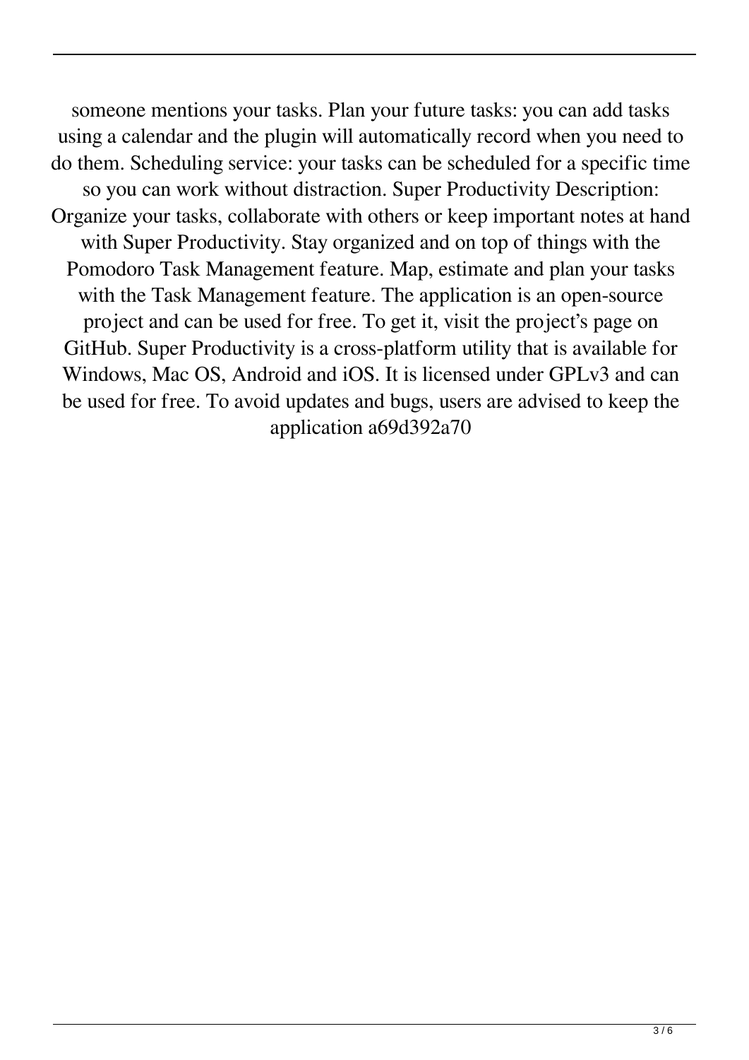someone mentions your tasks. Plan your future tasks: you can add tasks using a calendar and the plugin will automatically record when you need to do them. Scheduling service: your tasks can be scheduled for a specific time so you can work without distraction. Super Productivity Description: Organize your tasks, collaborate with others or keep important notes at hand with Super Productivity. Stay organized and on top of things with the Pomodoro Task Management feature. Map, estimate and plan your tasks with the Task Management feature. The application is an open-source project and can be used for free. To get it, visit the project's page on GitHub. Super Productivity is a cross-platform utility that is available for Windows, Mac OS, Android and iOS. It is licensed under GPLv3 and can be used for free. To avoid updates and bugs, users are advised to keep the application a69d392a70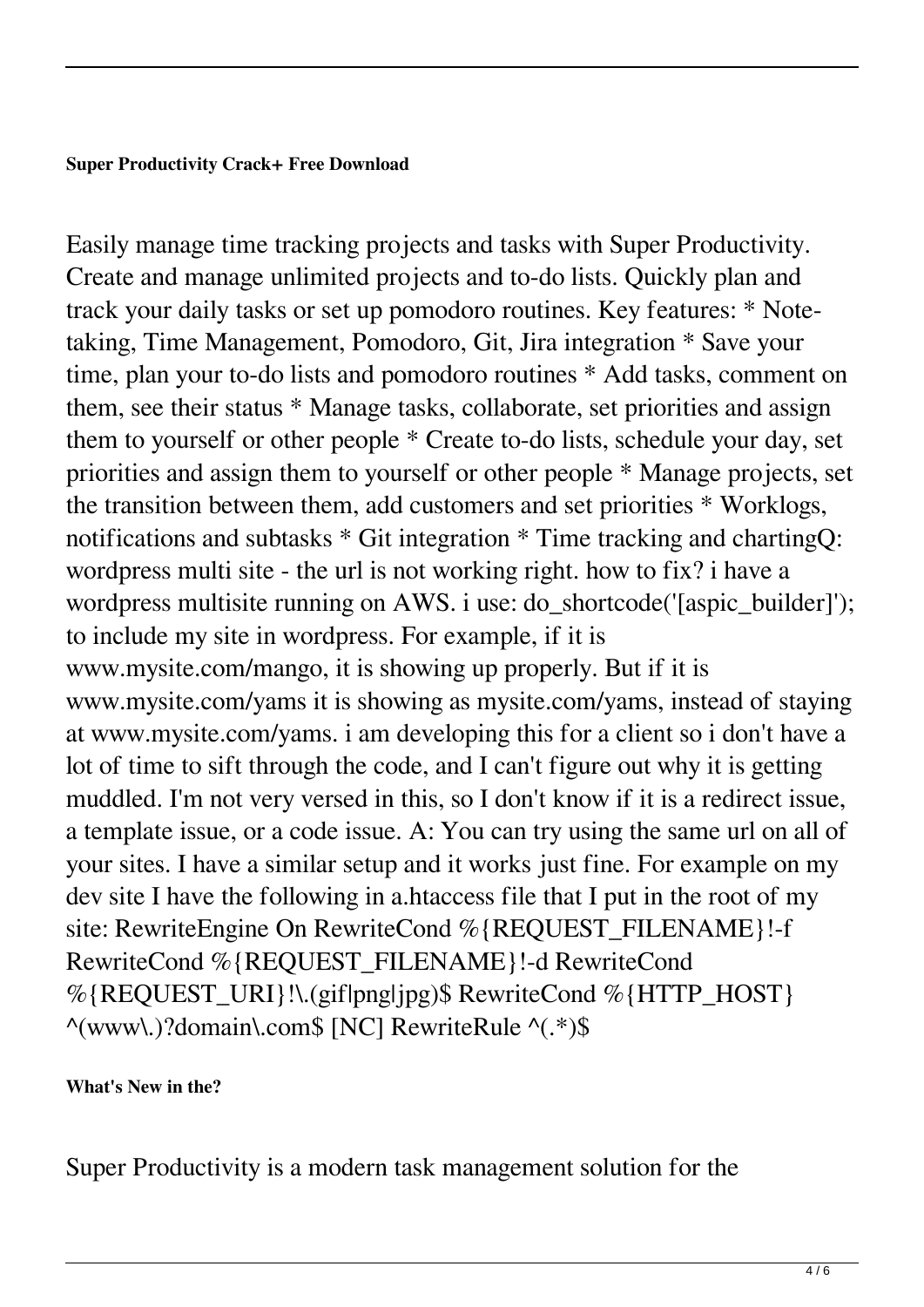**Super Productivity Crack+ Free Download**

Easily manage time tracking projects and tasks with Super Productivity. Create and manage unlimited projects and to-do lists. Quickly plan and track your daily tasks or set up pomodoro routines. Key features: * Note-taking, Time Management, Pomodoro, Git, Jira integration * Save your time, plan your to-do lists and pomodoro routines * Add tasks, comment on them, see their status * Manage tasks, collaborate, set priorities and assign them to yourself or other people * Create to-do lists, schedule your day, set priorities and assign them to yourself or other people * Manage projects, set the transition between them, add customers and set priorities * Worklogs, notifications and subtasks * Git integration * Time tracking and chartingQ: wordpress multi site - the url is not working right. how to fix? i have a wordpress multisite running on AWS. i use: do_shortcode('[aspic_builder]'); to include my site in wordpress. For example, if it is www.mysite.com/mango, it is showing up properly. But if it is www.mysite.com/yams it is showing as mysite.com/yams, instead of staying at www.mysite.com/yams. i am developing this for a client so i don't have a lot of time to sift through the code, and I can't figure out why it is getting muddled. I'm not very versed in this, so I don't know if it is a redirect issue, a template issue, or a code issue. A: You can try using the same url on all of your sites. I have a similar setup and it works just fine. For example on my dev site I have the following in a.htaccess file that I put in the root of my site: RewriteEngine On RewriteCond %{REQUEST_FILENAME}!-f RewriteCond %{REQUEST_FILENAME}!-d RewriteCond %{REQUEST_URI}!\.(gif|png|jpg)$ RewriteCond %{HTTP_HOST} ^(www\.)?domain\.com$ [NC] RewriteRule ^(.*)$

**What's New in the?**

Super Productivity is a modern task management solution for the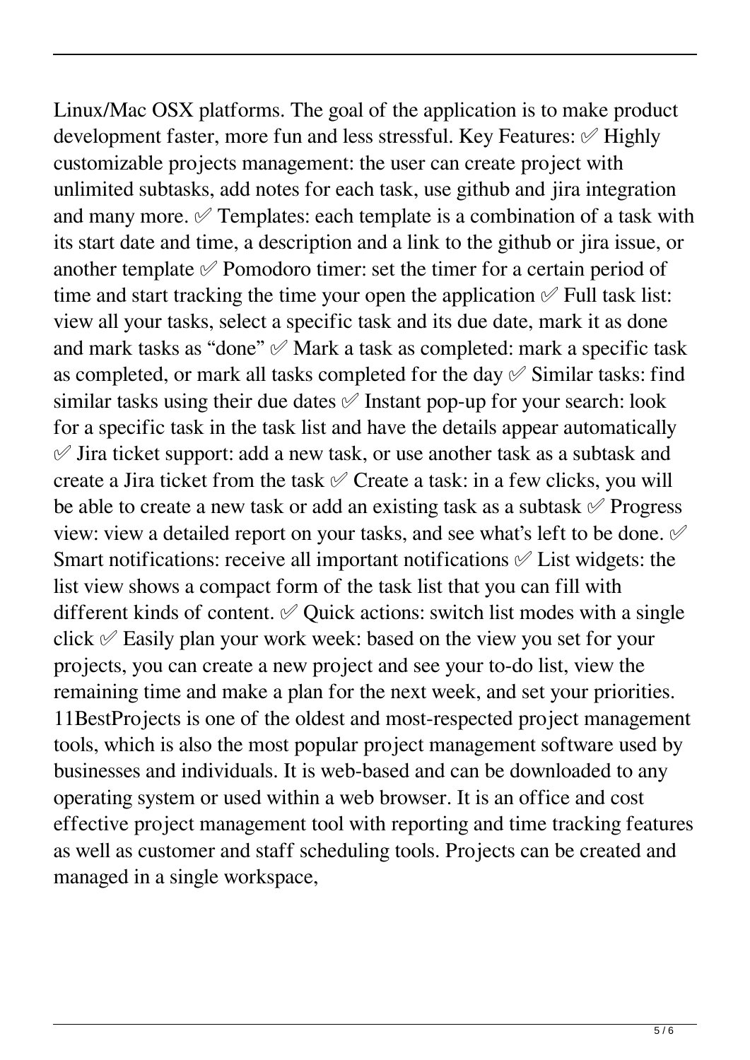Linux/Mac OSX platforms. The goal of the application is to make product development faster, more fun and less stressful. Key Features: ✅ Highly customizable projects management: the user can create project with unlimited subtasks, add notes for each task, use github and jira integration and many more. ✅ Templates: each template is a combination of a task with its start date and time, a description and a link to the github or jira issue, or another template ✅ Pomodoro timer: set the timer for a certain period of time and start tracking the time your open the application ✅ Full task list: view all your tasks, select a specific task and its due date, mark it as done and mark tasks as "done" ✅ Mark a task as completed: mark a specific task as completed, or mark all tasks completed for the day ✅ Similar tasks: find similar tasks using their due dates ✅ Instant pop-up for your search: look for a specific task in the task list and have the details appear automatically ✅ Jira ticket support: add a new task, or use another task as a subtask and create a Jira ticket from the task ✅ Create a task: in a few clicks, you will be able to create a new task or add an existing task as a subtask ✅ Progress view: view a detailed report on your tasks, and see what's left to be done. ✅ Smart notifications: receive all important notifications ✅ List widgets: the list view shows a compact form of the task list that you can fill with different kinds of content. ✅ Quick actions: switch list modes with a single click ✅ Easily plan your work week: based on the view you set for your projects, you can create a new project and see your to-do list, view the remaining time and make a plan for the next week, and set your priorities. 11BestProjects is one of the oldest and most-respected project management tools, which is also the most popular project management software used by businesses and individuals. It is web-based and can be downloaded to any operating system or used within a web browser. It is an office and cost effective project management tool with reporting and time tracking features as well as customer and staff scheduling tools. Projects can be created and managed in a single workspace,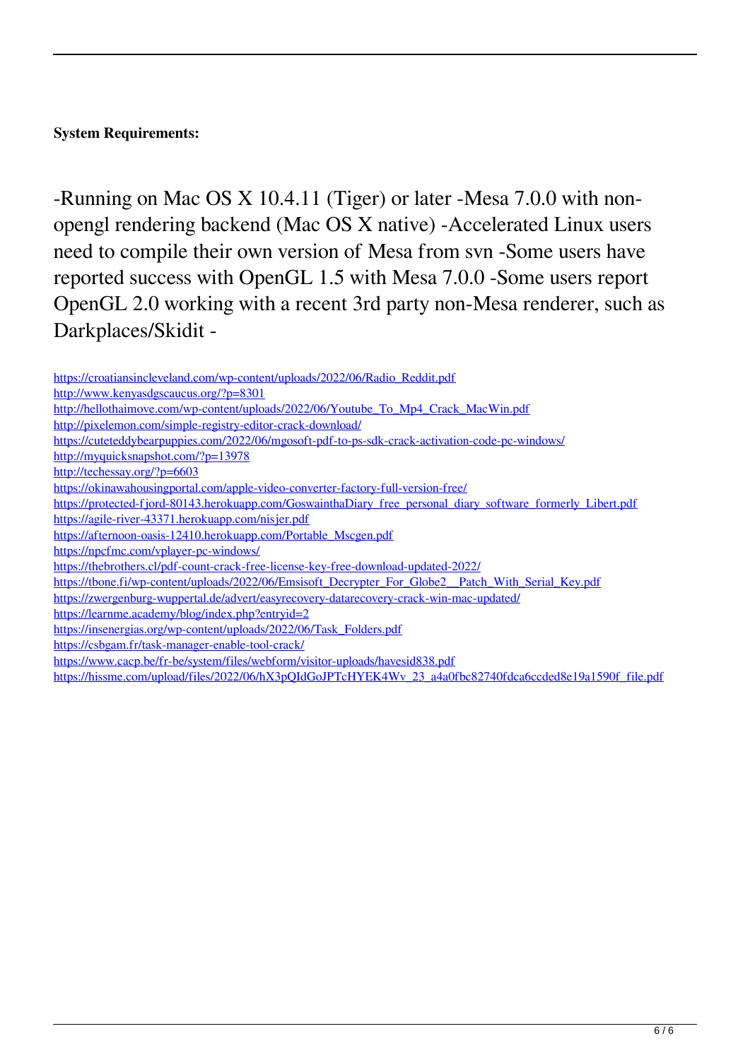**System Requirements:**

-Running on Mac OS X 10.4.11 (Tiger) or later -Mesa 7.0.0 with non-opengl rendering backend (Mac OS X native) -Accelerated Linux users need to compile their own version of Mesa from svn -Some users have reported success with OpenGL 1.5 with Mesa 7.0.0 -Some users report OpenGL 2.0 working with a recent 3rd party non-Mesa renderer, such as Darkplaces/Skidit -

https://croatiansincleveland.com/wp-content/uploads/2022/06/Radio_Reddit.pdf
http://www.kenyasdgscaucus.org/?p=8301
http://hellothaimove.com/wp-content/uploads/2022/06/Youtube_To_Mp4_Crack_MacWin.pdf
http://pixelemon.com/simple-registry-editor-crack-download/
https://cuteteddybearpuppies.com/2022/06/mgosoft-pdf-to-ps-sdk-crack-activation-code-pc-windows/
http://myquicksnapshot.com/?p=13978
http://techessay.org/?p=6603
https://okinawahousingportal.com/apple-video-converter-factory-full-version-free/
https://protected-fjord-80143.herokuapp.com/GoswainthaDiary_free_personal_diary_software_formerly_Libert.pdf
https://agile-river-43371.herokuapp.com/nisjer.pdf
https://afternoon-oasis-12410.herokuapp.com/Portable_Mscgen.pdf
https://npcfmc.com/vplayer-pc-windows/
https://thebrothers.cl/pdf-count-crack-free-license-key-free-download-updated-2022/
https://tbone.fi/wp-content/uploads/2022/06/Emsisoft_Decrypter_For_Globe2__Patch_With_Serial_Key.pdf
https://zwergenburg-wuppertal.de/advert/easyrecovery-datarecovery-crack-win-mac-updated/
https://learnme.academy/blog/index.php?entryid=2
https://insenergias.org/wp-content/uploads/2022/06/Task_Folders.pdf
https://csbgam.fr/task-manager-enable-tool-crack/
https://www.cacp.be/fr-be/system/files/webform/visitor-uploads/havesid838.pdf
https://hissme.com/upload/files/2022/06/hX3pQIdGoJPTcHYEK4Wv_23_a4a0fbc82740fdca6ccded8e19a1590f_file.pdf